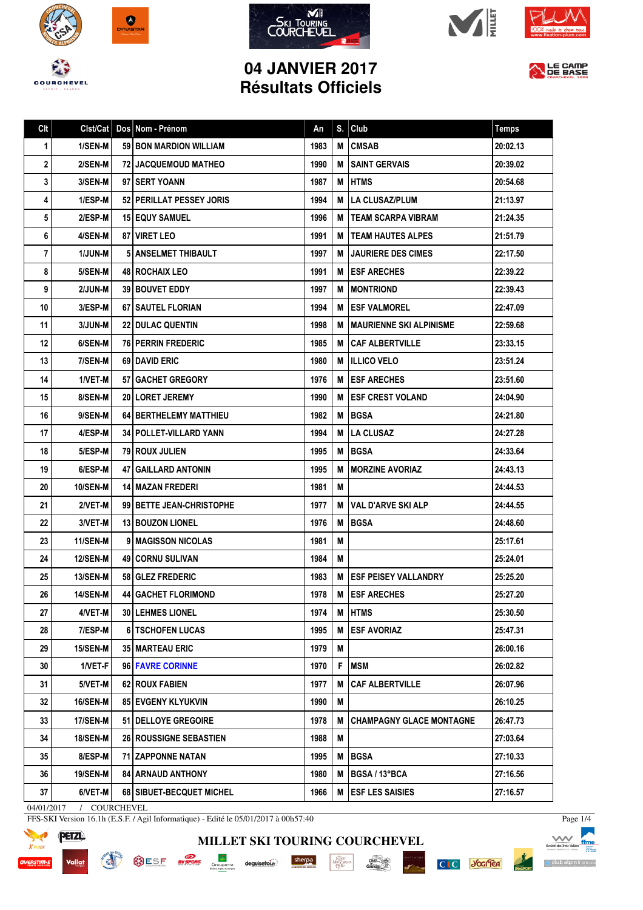# 04 JANVIER 2017
# Résultats Officiels

| Clt | Clst/Cat | Dos | Nom - Prénom | An | S. | Club | Temps |
|---|---|---|---|---|---|---|---|
| 1 | 1/SEN-M | 59 | BON MARDION WILLIAM | 1983 | M | CMSAB | 20:02.13 |
| 2 | 2/SEN-M | 72 | JACQUEMOUD MATHEO | 1990 | M | SAINT GERVAIS | 20:39.02 |
| 3 | 3/SEN-M | 97 | SERT YOANN | 1987 | M | HTMS | 20:54.68 |
| 4 | 1/ESP-M | 52 | PERILLAT PESSEY JORIS | 1994 | M | LA CLUSAZ/PLUM | 21:13.97 |
| 5 | 2/ESP-M | 15 | EQUY SAMUEL | 1996 | M | TEAM SCARPA VIBRAM | 21:24.35 |
| 6 | 4/SEN-M | 87 | VIRET LEO | 1991 | M | TEAM HAUTES ALPES | 21:51.79 |
| 7 | 1/JUN-M | 5 | ANSELMET THIBAULT | 1997 | M | JAURIERE DES CIMES | 22:17.50 |
| 8 | 5/SEN-M | 48 | ROCHAIX LEO | 1991 | M | ESF ARECHES | 22:39.22 |
| 9 | 2/JUN-M | 39 | BOUVET EDDY | 1997 | M | MONTRIOND | 22:39.43 |
| 10 | 3/ESP-M | 67 | SAUTEL FLORIAN | 1994 | M | ESF VALMOREL | 22:47.09 |
| 11 | 3/JUN-M | 22 | DULAC QUENTIN | 1998 | M | MAURIENNE SKI ALPINISME | 22:59.68 |
| 12 | 6/SEN-M | 76 | PERRIN FREDERIC | 1985 | M | CAF ALBERTVILLE | 23:33.15 |
| 13 | 7/SEN-M | 69 | DAVID ERIC | 1980 | M | ILLICO VELO | 23:51.24 |
| 14 | 1/VET-M | 57 | GACHET GREGORY | 1976 | M | ESF ARECHES | 23:51.60 |
| 15 | 8/SEN-M | 20 | LORET JEREMY | 1990 | M | ESF CREST VOLAND | 24:04.90 |
| 16 | 9/SEN-M | 64 | BERTHELEMY MATTHIEU | 1982 | M | BGSA | 24:21.80 |
| 17 | 4/ESP-M | 34 | POLLET-VILLARD YANN | 1994 | M | LA CLUSAZ | 24:27.28 |
| 18 | 5/ESP-M | 79 | ROUX JULIEN | 1995 | M | BGSA | 24:33.64 |
| 19 | 6/ESP-M | 47 | GAILLARD ANTONIN | 1995 | M | MORZINE AVORIAZ | 24:43.13 |
| 20 | 10/SEN-M | 14 | MAZAN FREDERI | 1981 | M | | 24:44.53 |
| 21 | 2/VET-M | 99 | BETTE JEAN-CHRISTOPHE | 1977 | M | VAL D'ARVE SKI ALP | 24:44.55 |
| 22 | 3/VET-M | 13 | BOUZON LIONEL | 1976 | M | BGSA | 24:48.60 |
| 23 | 11/SEN-M | 9 | MAGISSON NICOLAS | 1981 | M | | 25:17.61 |
| 24 | 12/SEN-M | 49 | CORNU SULIVAN | 1984 | M | | 25:24.01 |
| 25 | 13/SEN-M | 58 | GLEZ FREDERIC | 1983 | M | ESF PEISEY VALLANDRY | 25:25.20 |
| 26 | 14/SEN-M | 44 | GACHET FLORIMOND | 1978 | M | ESF ARECHES | 25:27.20 |
| 27 | 4/VET-M | 30 | LEHMES LIONEL | 1974 | M | HTMS | 25:30.50 |
| 28 | 7/ESP-M | 6 | TSCHOFEN LUCAS | 1995 | M | ESF AVORIAZ | 25:47.31 |
| 29 | 15/SEN-M | 35 | MARTEAU ERIC | 1979 | M | | 26:00.16 |
| 30 | 1/VET-F | 96 | FAVRE CORINNE | 1970 | F | MSM | 26:02.82 |
| 31 | 5/VET-M | 62 | ROUX FABIEN | 1977 | M | CAF ALBERTVILLE | 26:07.96 |
| 32 | 16/SEN-M | 85 | EVGENY KLYUKVIN | 1990 | M | | 26:10.25 |
| 33 | 17/SEN-M | 51 | DELLOYE GREGOIRE | 1978 | M | CHAMPAGNY GLACE MONTAGNE | 26:47.73 |
| 34 | 18/SEN-M | 26 | ROUSSIGNE SEBASTIEN | 1988 | M | | 27:03.64 |
| 35 | 8/ESP-M | 71 | ZAPPONNE NATAN | 1995 | M | BGSA | 27:10.33 |
| 36 | 19/SEN-M | 84 | ARNAUD ANTHONY | 1980 | M | BGSA / 13°BCA | 27:16.56 |
| 37 | 6/VET-M | 68 | SIBUET-BECQUET MICHEL | 1966 | M | ESF LES SAISIES | 27:16.57 |

04/01/2017 / COURCHEVEL

FFS-SKI Version 16.1h (E.S.F. / Agil Informatique) - Edité le 05/01/2017 à 00h57:40

MILLET SKI TOURING COURCHEVEL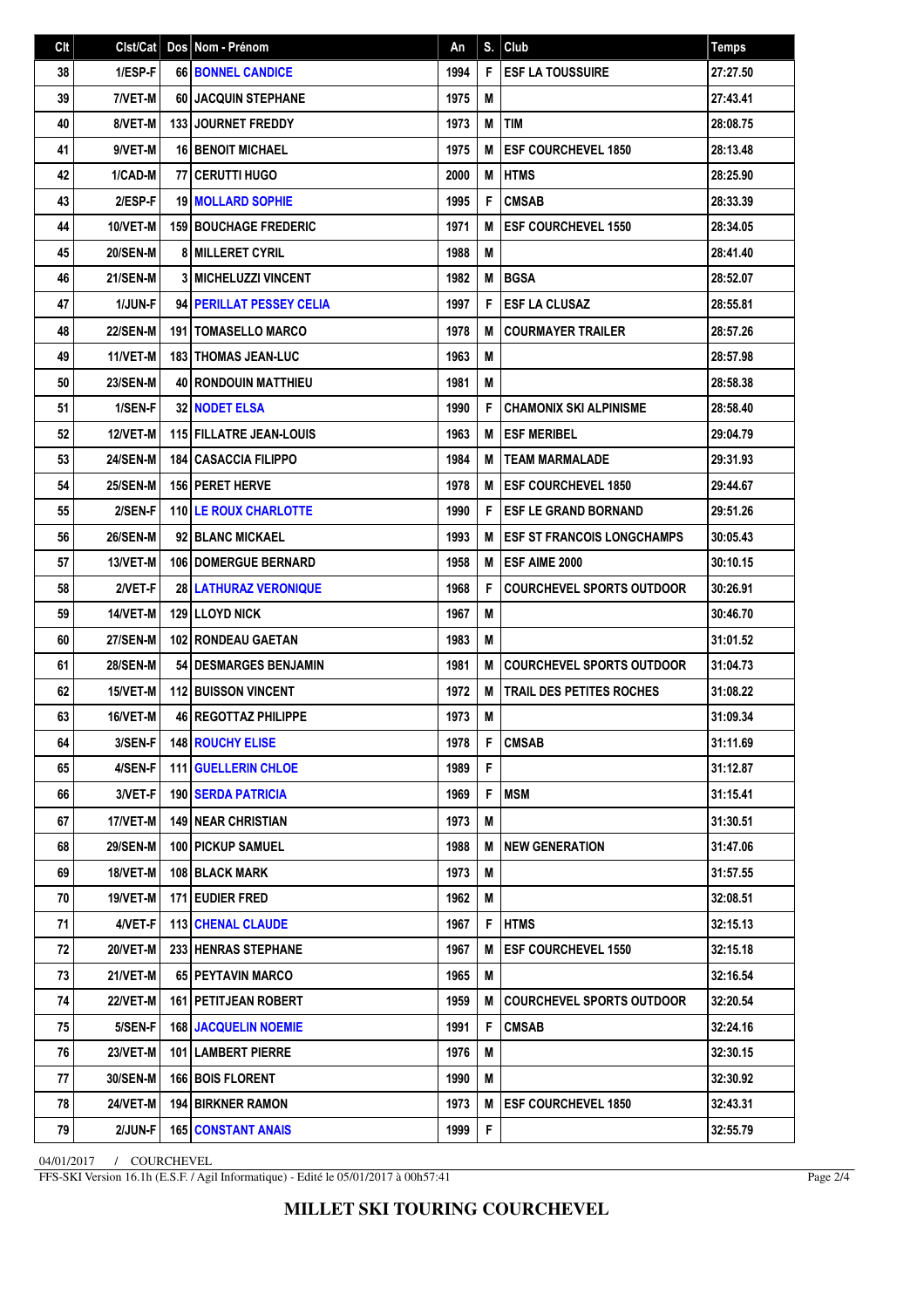| Clt | Clst/Cat | Dos | Nom - Prénom | An | S. | Club | Temps |
|---|---|---|---|---|---|---|---|
| 38 | 1/ESP-F | 66 | BONNEL CANDICE | 1994 | F | ESF LA TOUSSUIRE | 27:27.50 |
| 39 | 7/VET-M | 60 | JACQUIN STEPHANE | 1975 | M | | 27:43.41 |
| 40 | 8/VET-M | 133 | JOURNET FREDDY | 1973 | M | TIM | 28:08.75 |
| 41 | 9/VET-M | 16 | BENOIT MICHAEL | 1975 | M | ESF COURCHEVEL 1850 | 28:13.48 |
| 42 | 1/CAD-M | 77 | CERUTTI HUGO | 2000 | M | HTMS | 28:25.90 |
| 43 | 2/ESP-F | 19 | MOLLARD SOPHIE | 1995 | F | CMSAB | 28:33.39 |
| 44 | 10/VET-M | 159 | BOUCHAGE FREDERIC | 1971 | M | ESF COURCHEVEL 1550 | 28:34.05 |
| 45 | 20/SEN-M | 8 | MILLERET CYRIL | 1988 | M | | 28:41.40 |
| 46 | 21/SEN-M | 3 | MICHELUZZI VINCENT | 1982 | M | BGSA | 28:52.07 |
| 47 | 1/JUN-F | 94 | PERILLAT PESSEY CELIA | 1997 | F | ESF LA CLUSAZ | 28:55.81 |
| 48 | 22/SEN-M | 191 | TOMASELLO MARCO | 1978 | M | COURMAYER TRAILER | 28:57.26 |
| 49 | 11/VET-M | 183 | THOMAS JEAN-LUC | 1963 | M | | 28:57.98 |
| 50 | 23/SEN-M | 40 | RONDOUIN MATTHIEU | 1981 | M | | 28:58.38 |
| 51 | 1/SEN-F | 32 | NODET ELSA | 1990 | F | CHAMONIX SKI ALPINISME | 28:58.40 |
| 52 | 12/VET-M | 115 | FILLATRE JEAN-LOUIS | 1963 | M | ESF MERIBEL | 29:04.79 |
| 53 | 24/SEN-M | 184 | CASACCIA FILIPPO | 1984 | M | TEAM MARMALADE | 29:31.93 |
| 54 | 25/SEN-M | 156 | PERET HERVE | 1978 | M | ESF COURCHEVEL 1850 | 29:44.67 |
| 55 | 2/SEN-F | 110 | LE ROUX CHARLOTTE | 1990 | F | ESF LE GRAND BORNAND | 29:51.26 |
| 56 | 26/SEN-M | 92 | BLANC MICKAEL | 1993 | M | ESF ST FRANCOIS LONGCHAMPS | 30:05.43 |
| 57 | 13/VET-M | 106 | DOMERGUE BERNARD | 1958 | M | ESF AIME 2000 | 30:10.15 |
| 58 | 2/VET-F | 28 | LATHURAZ VERONIQUE | 1968 | F | COURCHEVEL SPORTS OUTDOOR | 30:26.91 |
| 59 | 14/VET-M | 129 | LLOYD NICK | 1967 | M | | 30:46.70 |
| 60 | 27/SEN-M | 102 | RONDEAU GAETAN | 1983 | M | | 31:01.52 |
| 61 | 28/SEN-M | 54 | DESMARGES BENJAMIN | 1981 | M | COURCHEVEL SPORTS OUTDOOR | 31:04.73 |
| 62 | 15/VET-M | 112 | BUISSON VINCENT | 1972 | M | TRAIL DES PETITES ROCHES | 31:08.22 |
| 63 | 16/VET-M | 46 | REGOTTAZ PHILIPPE | 1973 | M | | 31:09.34 |
| 64 | 3/SEN-F | 148 | ROUCHY ELISE | 1978 | F | CMSAB | 31:11.69 |
| 65 | 4/SEN-F | 111 | GUELLERIN CHLOE | 1989 | F | | 31:12.87 |
| 66 | 3/VET-F | 190 | SERDA PATRICIA | 1969 | F | MSM | 31:15.41 |
| 67 | 17/VET-M | 149 | NEAR CHRISTIAN | 1973 | M | | 31:30.51 |
| 68 | 29/SEN-M | 100 | PICKUP SAMUEL | 1988 | M | NEW GENERATION | 31:47.06 |
| 69 | 18/VET-M | 108 | BLACK MARK | 1973 | M | | 31:57.55 |
| 70 | 19/VET-M | 171 | EUDIER FRED | 1962 | M | | 32:08.51 |
| 71 | 4/VET-F | 113 | CHENAL CLAUDE | 1967 | F | HTMS | 32:15.13 |
| 72 | 20/VET-M | 233 | HENRAS STEPHANE | 1967 | M | ESF COURCHEVEL 1550 | 32:15.18 |
| 73 | 21/VET-M | 65 | PEYTAVIN MARCO | 1965 | M | | 32:16.54 |
| 74 | 22/VET-M | 161 | PETITJEAN ROBERT | 1959 | M | COURCHEVEL SPORTS OUTDOOR | 32:20.54 |
| 75 | 5/SEN-F | 168 | JACQUELIN NOEMIE | 1991 | F | CMSAB | 32:24.16 |
| 76 | 23/VET-M | 101 | LAMBERT PIERRE | 1976 | M | | 32:30.15 |
| 77 | 30/SEN-M | 166 | BOIS FLORENT | 1990 | M | | 32:30.92 |
| 78 | 24/VET-M | 194 | BIRKNER RAMON | 1973 | M | ESF COURCHEVEL 1850 | 32:43.31 |
| 79 | 2/JUN-F | 165 | CONSTANT ANAIS | 1999 | F | | 32:55.79 |

04/01/2017 / COURCHEVEL

FFS-SKI Version 16.1h (E.S.F. / Agil Informatique) - Edité le 05/01/2017 à 00h57:41

**MILLET SKI TOURING COURCHEVEL**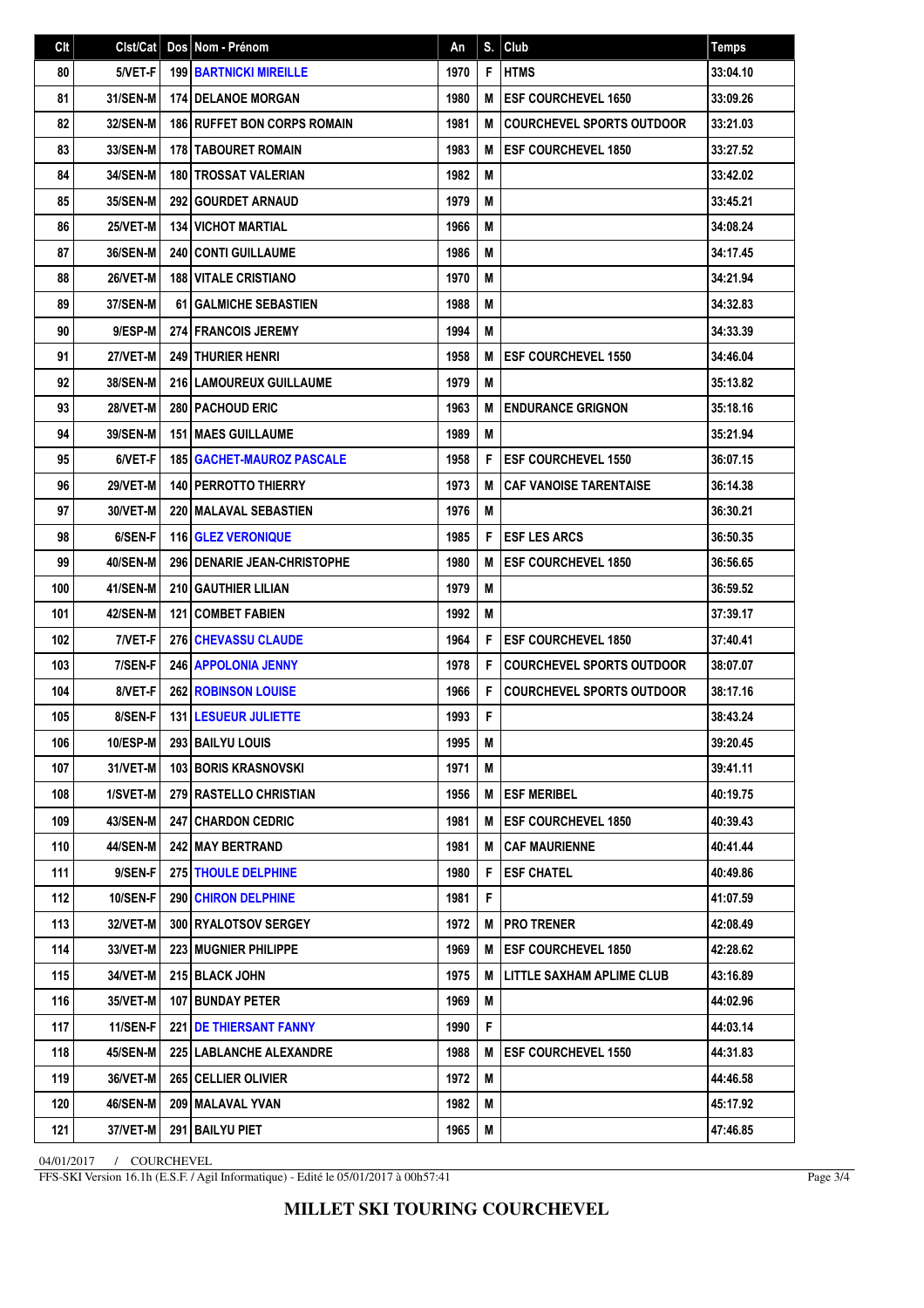| Clt | Clst/Cat | Dos | Nom - Prénom | An | S. | Club | Temps |
|---|---|---|---|---|---|---|---|
| 80 | 5/VET-F | 199 | BARTNICKI MIREILLE | 1970 | F | HTMS | 33:04.10 |
| 81 | 31/SEN-M | 174 | DELANOE MORGAN | 1980 | M | ESF COURCHEVEL 1650 | 33:09.26 |
| 82 | 32/SEN-M | 186 | RUFFET BON CORPS ROMAIN | 1981 | M | COURCHEVEL SPORTS OUTDOOR | 33:21.03 |
| 83 | 33/SEN-M | 178 | TABOURET ROMAIN | 1983 | M | ESF COURCHEVEL 1850 | 33:27.52 |
| 84 | 34/SEN-M | 180 | TROSSAT VALERIAN | 1982 | M | | 33:42.02 |
| 85 | 35/SEN-M | 292 | GOURDET ARNAUD | 1979 | M | | 33:45.21 |
| 86 | 25/VET-M | 134 | VICHOT MARTIAL | 1966 | M | | 34:08.24 |
| 87 | 36/SEN-M | 240 | CONTI GUILLAUME | 1986 | M | | 34:17.45 |
| 88 | 26/VET-M | 188 | VITALE CRISTIANO | 1970 | M | | 34:21.94 |
| 89 | 37/SEN-M | 61 | GALMICHE SEBASTIEN | 1988 | M | | 34:32.83 |
| 90 | 9/ESP-M | 274 | FRANCOIS JEREMY | 1994 | M | | 34:33.39 |
| 91 | 27/VET-M | 249 | THURIER HENRI | 1958 | M | ESF COURCHEVEL 1550 | 34:46.04 |
| 92 | 38/SEN-M | 216 | LAMOUREUX GUILLAUME | 1979 | M | | 35:13.82 |
| 93 | 28/VET-M | 280 | PACHOUD ERIC | 1963 | M | ENDURANCE GRIGNON | 35:18.16 |
| 94 | 39/SEN-M | 151 | MAES GUILLAUME | 1989 | M | | 35:21.94 |
| 95 | 6/VET-F | 185 | GACHET-MAUROZ PASCALE | 1958 | F | ESF COURCHEVEL 1550 | 36:07.15 |
| 96 | 29/VET-M | 140 | PERROTTO THIERRY | 1973 | M | CAF VANOISE TARENTAISE | 36:14.38 |
| 97 | 30/VET-M | 220 | MALAVAL SEBASTIEN | 1976 | M | | 36:30.21 |
| 98 | 6/SEN-F | 116 | GLEZ VERONIQUE | 1985 | F | ESF LES ARCS | 36:50.35 |
| 99 | 40/SEN-M | 296 | DENARIE JEAN-CHRISTOPHE | 1980 | M | ESF COURCHEVEL 1850 | 36:56.65 |
| 100 | 41/SEN-M | 210 | GAUTHIER LILIAN | 1979 | M | | 36:59.52 |
| 101 | 42/SEN-M | 121 | COMBET FABIEN | 1992 | M | | 37:39.17 |
| 102 | 7/VET-F | 276 | CHEVASSU CLAUDE | 1964 | F | ESF COURCHEVEL 1850 | 37:40.41 |
| 103 | 7/SEN-F | 246 | APPOLONIA JENNY | 1978 | F | COURCHEVEL SPORTS OUTDOOR | 38:07.07 |
| 104 | 8/VET-F | 262 | ROBINSON LOUISE | 1966 | F | COURCHEVEL SPORTS OUTDOOR | 38:17.16 |
| 105 | 8/SEN-F | 131 | LESUEUR JULIETTE | 1993 | F | | 38:43.24 |
| 106 | 10/ESP-M | 293 | BAILYU LOUIS | 1995 | M | | 39:20.45 |
| 107 | 31/VET-M | 103 | BORIS KRASNOVSKI | 1971 | M | | 39:41.11 |
| 108 | 1/SVET-M | 279 | RASTELLO CHRISTIAN | 1956 | M | ESF MERIBEL | 40:19.75 |
| 109 | 43/SEN-M | 247 | CHARDON CEDRIC | 1981 | M | ESF COURCHEVEL 1850 | 40:39.43 |
| 110 | 44/SEN-M | 242 | MAY BERTRAND | 1981 | M | CAF MAURIENNE | 40:41.44 |
| 111 | 9/SEN-F | 275 | THOULE DELPHINE | 1980 | F | ESF CHATEL | 40:49.86 |
| 112 | 10/SEN-F | 290 | CHIRON DELPHINE | 1981 | F | | 41:07.59 |
| 113 | 32/VET-M | 300 | RYALOTSOV SERGEY | 1972 | M | PRO TRENER | 42:08.49 |
| 114 | 33/VET-M | 223 | MUGNIER PHILIPPE | 1969 | M | ESF COURCHEVEL 1850 | 42:28.62 |
| 115 | 34/VET-M | 215 | BLACK JOHN | 1975 | M | LITTLE SAXHAM APLIME CLUB | 43:16.89 |
| 116 | 35/VET-M | 107 | BUNDAY PETER | 1969 | M | | 44:02.96 |
| 117 | 11/SEN-F | 221 | DE THIERSANT FANNY | 1990 | F | | 44:03.14 |
| 118 | 45/SEN-M | 225 | LABLANCHE ALEXANDRE | 1988 | M | ESF COURCHEVEL 1550 | 44:31.83 |
| 119 | 36/VET-M | 265 | CELLIER OLIVIER | 1972 | M | | 44:46.58 |
| 120 | 46/SEN-M | 209 | MALAVAL YVAN | 1982 | M | | 45:17.92 |
| 121 | 37/VET-M | 291 | BAILYU PIET | 1965 | M | | 47:46.85 |

04/01/2017 / COURCHEVEL

FFS-SKI Version 16.1h (E.S.F. / Agil Informatique) - Edité le 05/01/2017 à 00h57:41

**MILLET SKI TOURING COURCHEVEL**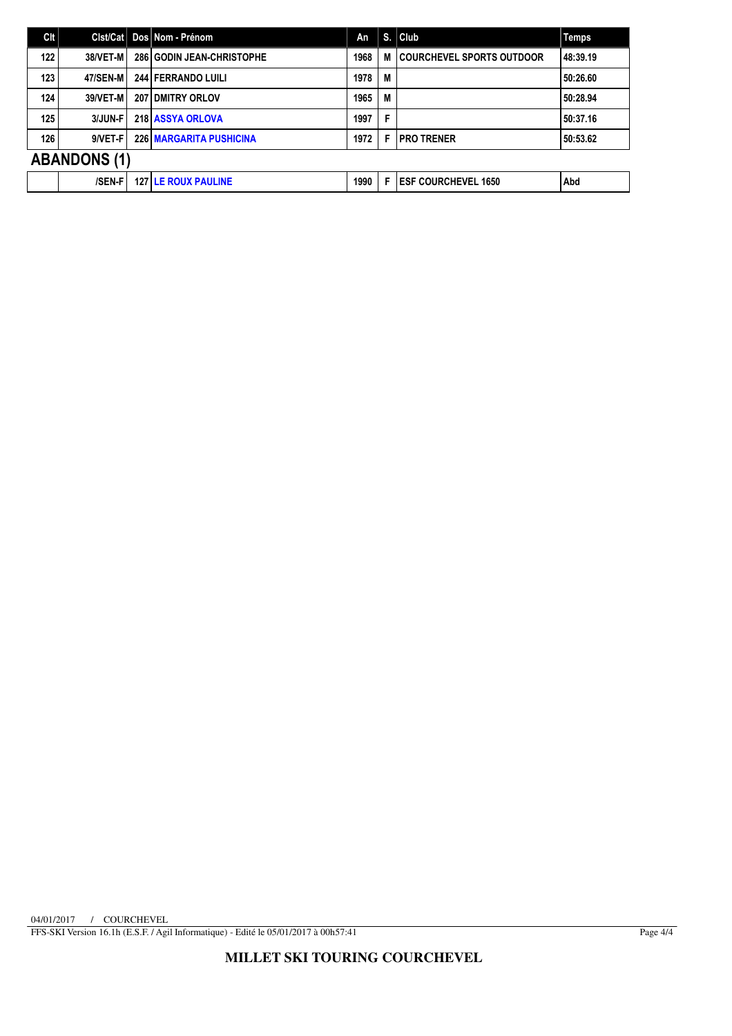| Clt | Clst/Cat | Dos | Nom - Prénom | An | S. | Club | Temps |
|---|---|---|---|---|---|---|---|
| 122 | 38/VET-M | 286 | GODIN JEAN-CHRISTOPHE | 1968 | M | COURCHEVEL SPORTS OUTDOOR | 48:39.19 |
| 123 | 47/SEN-M | 244 | FERRANDO LUILI | 1978 | M | | 50:26.60 |
| 124 | 39/VET-M | 207 | DMITRY ORLOV | 1965 | M | | 50:28.94 |
| 125 | 3/JUN-F | 218 | ASSYA ORLOVA | 1997 | F | | 50:37.16 |
| 126 | 9/VET-F | 226 | MARGARITA PUSHICINA | 1972 | F | PRO TRENER | 50:53.62 |

## ABANDONS (1)

| Clt | Clst/Cat | Dos | Nom - Prénom | An | S. | Club | Temps |
|---|---|---|---|---|---|---|---|
| | /SEN-F | 127 | LE ROUX PAULINE | 1990 | F | ESF COURCHEVEL 1650 | Abd |

04/01/2017 / COURCHEVEL

FFS-SKI Version 16.1h (E.S.F. / Agil Informatique) - Edité le 05/01/2017 à 00h57:41

**MILLET SKI TOURING COURCHEVEL**